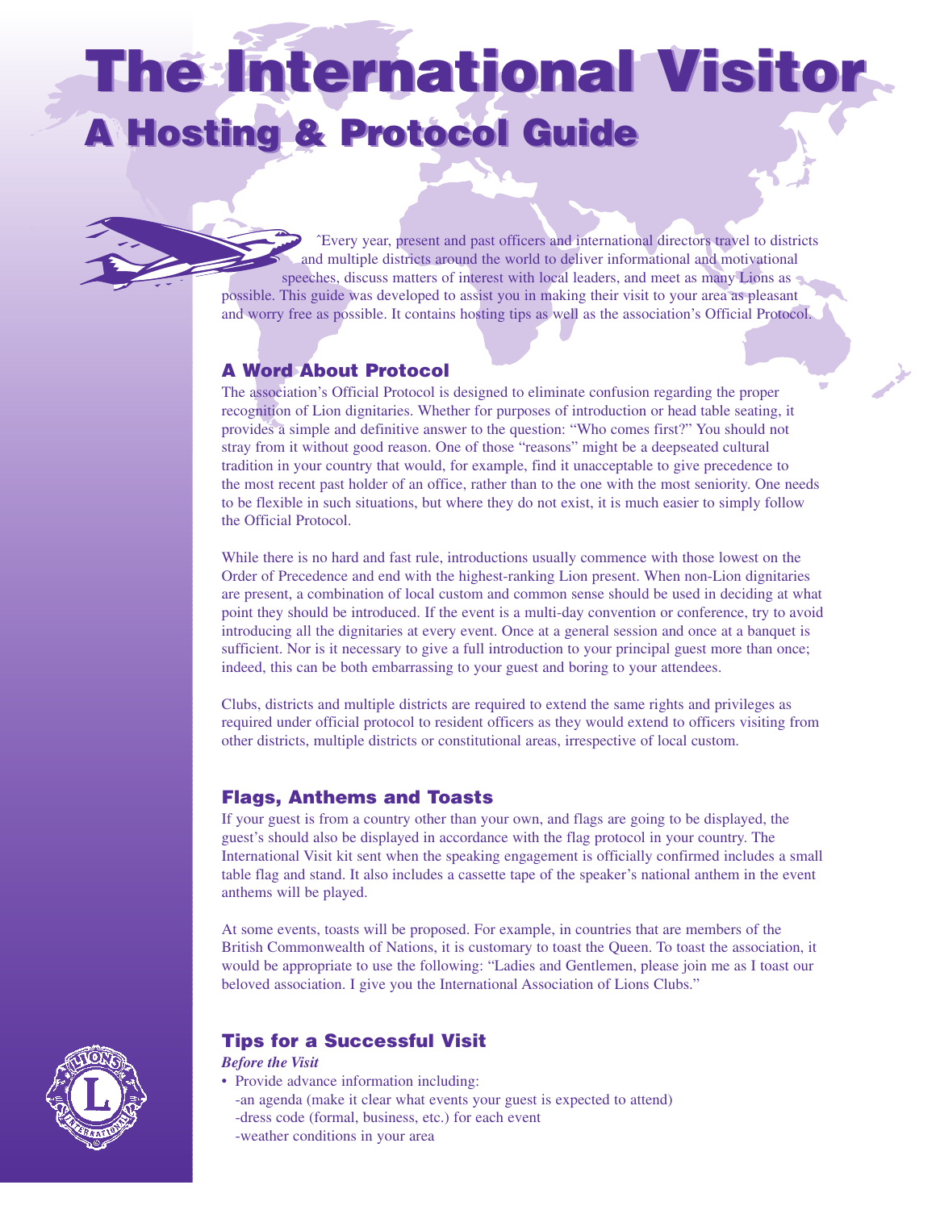# The International Visitor

## A Hosting & Protocol Guide

ˆEvery year, present and past officers and international directors travel to districts and multiple districts around the world to deliver informational and motivational speeches, discuss matters of interest with local leaders, and meet as many Lions as possible. This guide was developed to assist you in making their visit to your area as pleasant and worry free as possible. It contains hosting tips as well as the association's Official Protocol.

### A Word About Protocol

The association's Official Protocol is designed to eliminate confusion regarding the proper recognition of Lion dignitaries. Whether for purposes of introduction or head table seating, it provides a simple and definitive answer to the question: "Who comes first?" You should not stray from it without good reason. One of those "reasons" might be a deepseated cultural tradition in your country that would, for example, find it unacceptable to give precedence to the most recent past holder of an office, rather than to the one with the most seniority. One needs to be flexible in such situations, but where they do not exist, it is much easier to simply follow the Official Protocol.

While there is no hard and fast rule, introductions usually commence with those lowest on the Order of Precedence and end with the highest-ranking Lion present. When non-Lion dignitaries are present, a combination of local custom and common sense should be used in deciding at what point they should be introduced. If the event is a multi-day convention or conference, try to avoid introducing all the dignitaries at every event. Once at a general session and once at a banquet is sufficient. Nor is it necessary to give a full introduction to your principal guest more than once; indeed, this can be both embarrassing to your guest and boring to your attendees.

Clubs, districts and multiple districts are required to extend the same rights and privileges as required under official protocol to resident officers as they would extend to officers visiting from other districts, multiple districts or constitutional areas, irrespective of local custom.

### Flags, Anthems and Toasts

If your guest is from a country other than your own, and flags are going to be displayed, the guest's should also be displayed in accordance with the flag protocol in your country. The International Visit kit sent when the speaking engagement is officially confirmed includes a small table flag and stand. It also includes a cassette tape of the speaker's national anthem in the event anthems will be played.

At some events, toasts will be proposed. For example, in countries that are members of the British Commonwealth of Nations, it is customary to toast the Queen. To toast the association, it would be appropriate to use the following: "Ladies and Gentlemen, please join me as I toast our beloved association. I give you the International Association of Lions Clubs."

### Tips for a Successful Visit

***Before the Visit***

- Provide advance information including:
  - -an agenda (make it clear what events your guest is expected to attend)
  - -dress code (formal, business, etc.) for each event
  - -weather conditions in your area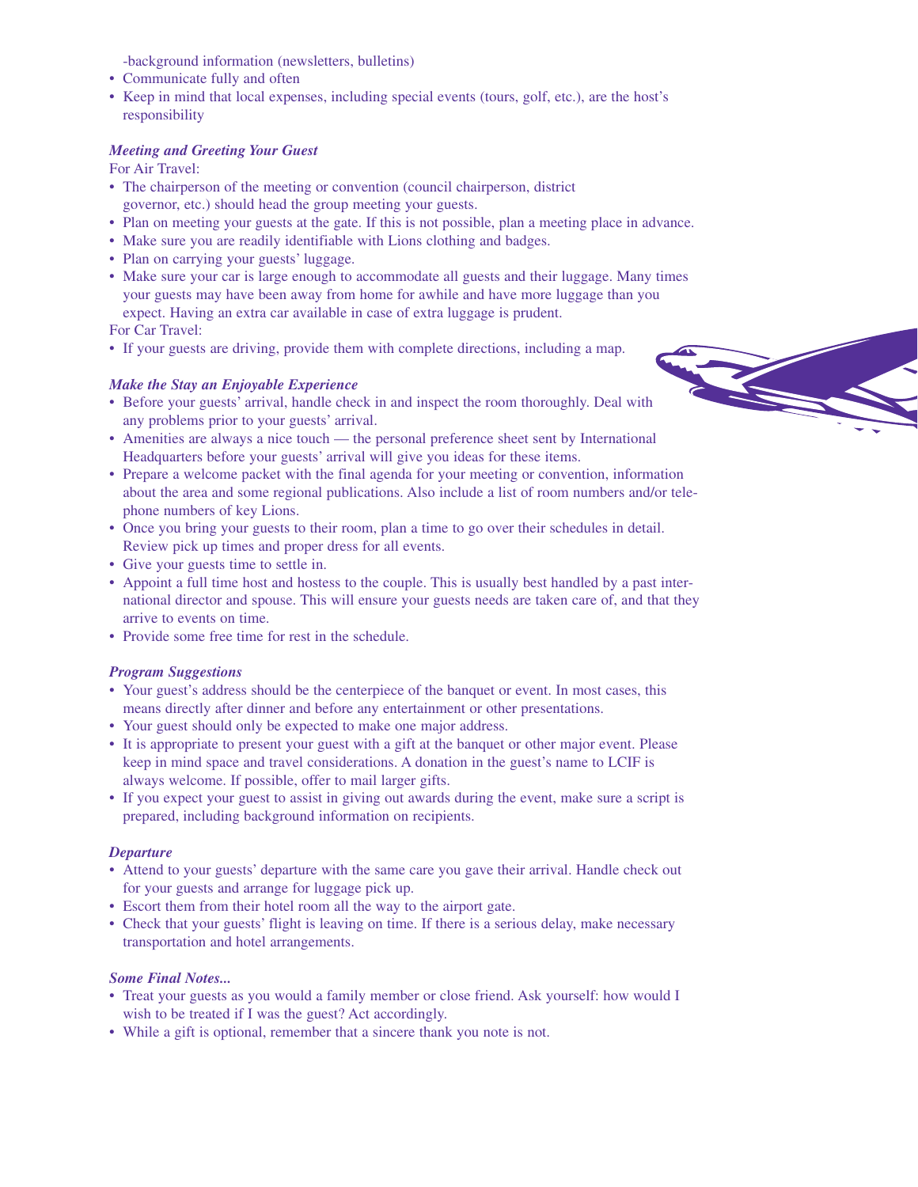-background information (newsletters, bulletins)

- Communicate fully and often
- Keep in mind that local expenses, including special events (tours, golf, etc.), are the host's responsibility

***Meeting and Greeting Your Guest***

For Air Travel:

- The chairperson of the meeting or convention (council chairperson, district governor, etc.) should head the group meeting your guests.
- Plan on meeting your guests at the gate. If this is not possible, plan a meeting place in advance.
- Make sure you are readily identifiable with Lions clothing and badges.
- Plan on carrying your guests' luggage.
- Make sure your car is large enough to accommodate all guests and their luggage. Many times your guests may have been away from home for awhile and have more luggage than you expect. Having an extra car available in case of extra luggage is prudent.

For Car Travel:

- If your guests are driving, provide them with complete directions, including a map.

***Make the Stay an Enjoyable Experience***

- Before your guests' arrival, handle check in and inspect the room thoroughly. Deal with any problems prior to your guests' arrival.
- Amenities are always a nice touch — the personal preference sheet sent by International Headquarters before your guests' arrival will give you ideas for these items.
- Prepare a welcome packet with the final agenda for your meeting or convention, information about the area and some regional publications. Also include a list of room numbers and/or telephone numbers of key Lions.
- Once you bring your guests to their room, plan a time to go over their schedules in detail. Review pick up times and proper dress for all events.
- Give your guests time to settle in.
- Appoint a full time host and hostess to the couple. This is usually best handled by a past international director and spouse. This will ensure your guests needs are taken care of, and that they arrive to events on time.
- Provide some free time for rest in the schedule.

***Program Suggestions***

- Your guest's address should be the centerpiece of the banquet or event. In most cases, this means directly after dinner and before any entertainment or other presentations.
- Your guest should only be expected to make one major address.
- It is appropriate to present your guest with a gift at the banquet or other major event. Please keep in mind space and travel considerations. A donation in the guest's name to LCIF is always welcome. If possible, offer to mail larger gifts.
- If you expect your guest to assist in giving out awards during the event, make sure a script is prepared, including background information on recipients.

***Departure***

- Attend to your guests' departure with the same care you gave their arrival. Handle check out for your guests and arrange for luggage pick up.
- Escort them from their hotel room all the way to the airport gate.
- Check that your guests' flight is leaving on time. If there is a serious delay, make necessary transportation and hotel arrangements.

***Some Final Notes...***

- Treat your guests as you would a family member or close friend. Ask yourself: how would I wish to be treated if I was the guest? Act accordingly.
- While a gift is optional, remember that a sincere thank you note is not.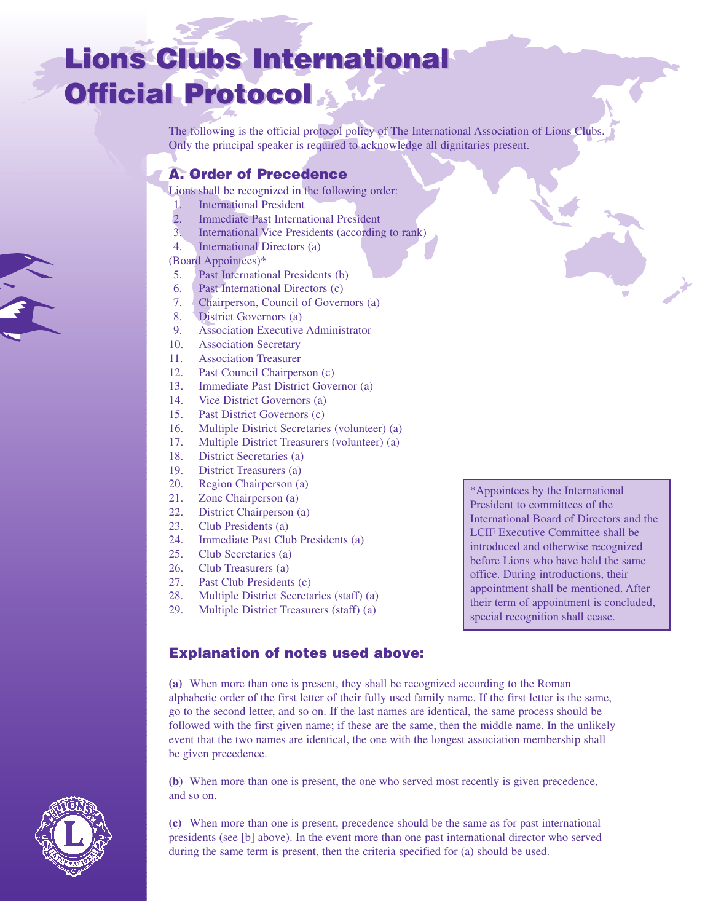# Lions Clubs International Official Protocol

The following is the official protocol policy of The International Association of Lions Clubs. Only the principal speaker is required to acknowledge all dignitaries present.

## A. Order of Precedence

Lions shall be recognized in the following order:

1. International President
2. Immediate Past International President
3. International Vice Presidents (according to rank)
4. International Directors (a)

(Board Appointees)*

5. Past International Presidents (b)
6. Past International Directors (c)
7. Chairperson, Council of Governors (a)
8. District Governors (a)
9. Association Executive Administrator
10. Association Secretary
11. Association Treasurer
12. Past Council Chairperson (c)
13. Immediate Past District Governor (a)
14. Vice District Governors (a)
15. Past District Governors (c)
16. Multiple District Secretaries (volunteer) (a)
17. Multiple District Treasurers (volunteer) (a)
18. District Secretaries (a)
19. District Treasurers (a)
20. Region Chairperson (a)
21. Zone Chairperson (a)
22. District Chairperson (a)
23. Club Presidents (a)
24. Immediate Past Club Presidents (a)
25. Club Secretaries (a)
26. Club Treasurers (a)
27. Past Club Presidents (c)
28. Multiple District Secretaries (staff) (a)
29. Multiple District Treasurers (staff) (a)

*Appointees by the International President to committees of the International Board of Directors and the LCIF Executive Committee shall be introduced and otherwise recognized before Lions who have held the same office. During introductions, their appointment shall be mentioned. After their term of appointment is concluded, special recognition shall cease.

## Explanation of notes used above:

**(a)** When more than one is present, they shall be recognized according to the Roman alphabetic order of the first letter of their fully used family name. If the first letter is the same, go to the second letter, and so on. If the last names are identical, the same process should be followed with the first given name; if these are the same, then the middle name. In the unlikely event that the two names are identical, the one with the longest association membership shall be given precedence.

**(b)** When more than one is present, the one who served most recently is given precedence, and so on.

**(c)** When more than one is present, precedence should be the same as for past international presidents (see [b] above). In the event more than one past international director who served during the same term is present, then the criteria specified for (a) should be used.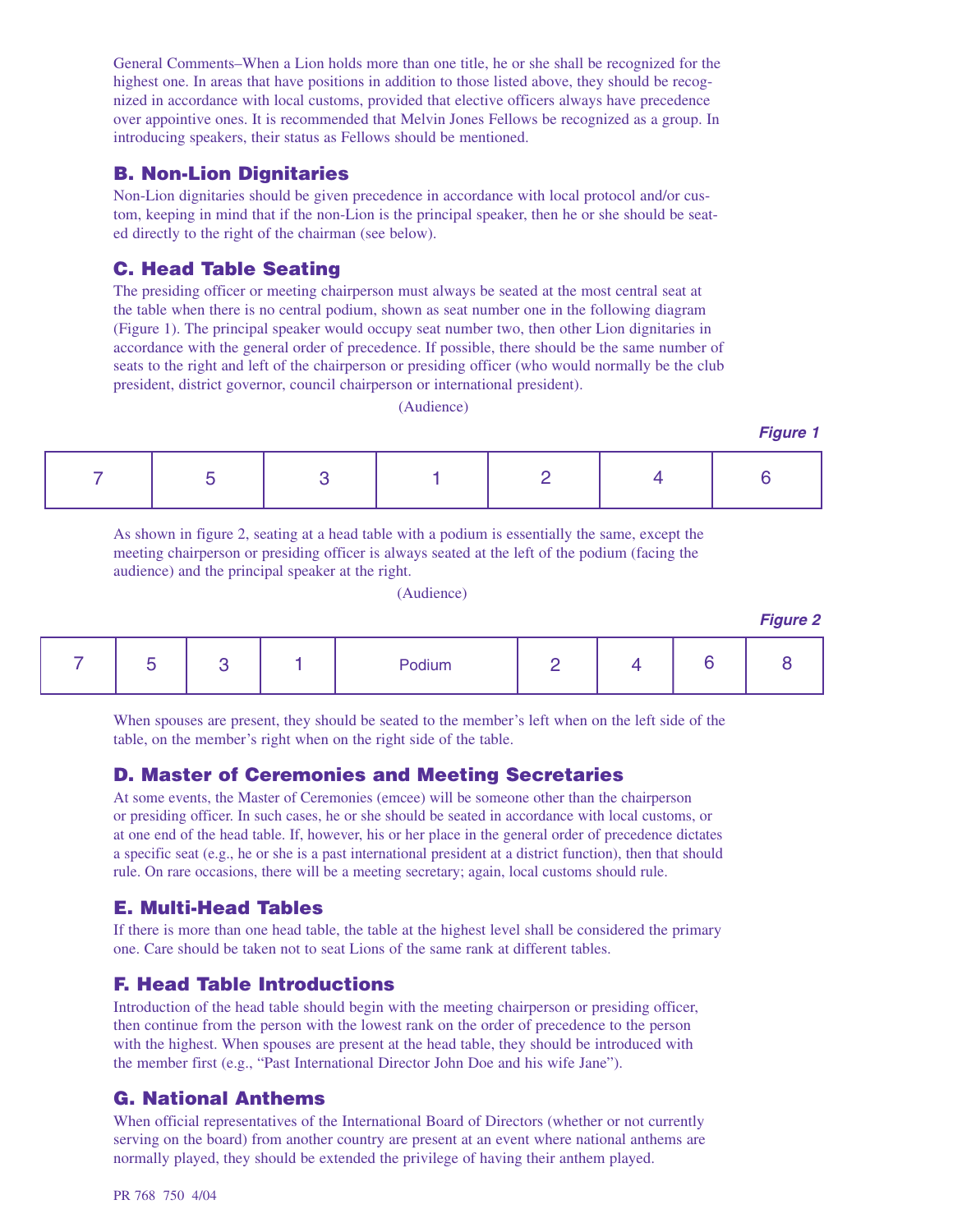General Comments–When a Lion holds more than one title, he or she shall be recognized for the highest one. In areas that have positions in addition to those listed above, they should be recognized in accordance with local customs, provided that elective officers always have precedence over appointive ones. It is recommended that Melvin Jones Fellows be recognized as a group. In introducing speakers, their status as Fellows should be mentioned.

## B. Non-Lion Dignitaries

Non-Lion dignitaries should be given precedence in accordance with local protocol and/or custom, keeping in mind that if the non-Lion is the principal speaker, then he or she should be seated directly to the right of the chairman (see below).

## C. Head Table Seating

The presiding officer or meeting chairperson must always be seated at the most central seat at the table when there is no central podium, shown as seat number one in the following diagram (Figure 1). The principal speaker would occupy seat number two, then other Lion dignitaries in accordance with the general order of precedence. If possible, there should be the same number of seats to the right and left of the chairperson or presiding officer (who would normally be the club president, district governor, council chairperson or international president).

(Audience)

*Figure 1*

| | | | | | | |
|---|---|---|---|---|---|---|
| 7 | 5 | 3 | 1 | 2 | 4 | 6 |

As shown in figure 2, seating at a head table with a podium is essentially the same, except the meeting chairperson or presiding officer is always seated at the left of the podium (facing the audience) and the principal speaker at the right.

(Audience)

*Figure 2*

| | | | | | | | | |
|---|---|---|---|---|---|---|---|---|
| 7 | 5 | 3 | 1 | Podium | 2 | 4 | 6 | 8 |

When spouses are present, they should be seated to the member's left when on the left side of the table, on the member's right when on the right side of the table.

## D. Master of Ceremonies and Meeting Secretaries

At some events, the Master of Ceremonies (emcee) will be someone other than the chairperson or presiding officer. In such cases, he or she should be seated in accordance with local customs, or at one end of the head table. If, however, his or her place in the general order of precedence dictates a specific seat (e.g., he or she is a past international president at a district function), then that should rule. On rare occasions, there will be a meeting secretary; again, local customs should rule.

## E. Multi-Head Tables

If there is more than one head table, the table at the highest level shall be considered the primary one. Care should be taken not to seat Lions of the same rank at different tables.

## F. Head Table Introductions

Introduction of the head table should begin with the meeting chairperson or presiding officer, then continue from the person with the lowest rank on the order of precedence to the person with the highest. When spouses are present at the head table, they should be introduced with the member first (e.g., "Past International Director John Doe and his wife Jane").

## G. National Anthems

When official representatives of the International Board of Directors (whether or not currently serving on the board) from another country are present at an event where national anthems are normally played, they should be extended the privilege of having their anthem played.

PR 768 750 4/04